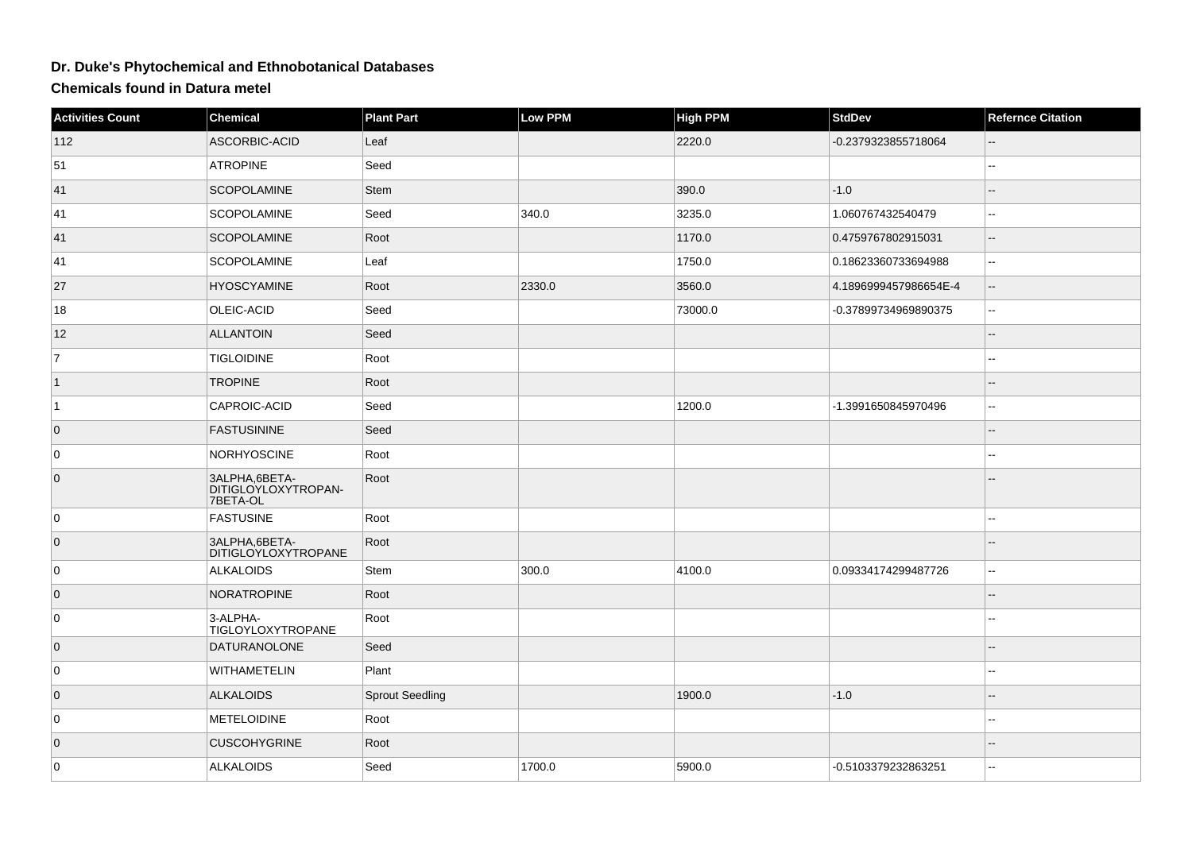# Dr. Duke's Phytochemical and Ethnobotanical Databases

## Chemicals found in Datura metel

| Activities Count | Chemical | Plant Part | Low PPM | High PPM | StdDev | Refernce Citation |
|---|---|---|---|---|---|---|
| 112 | ASCORBIC-ACID | Leaf | | 2220.0 | -0.2379323855718064 | -- |
| 51 | ATROPINE | Seed | | | | -- |
| 41 | SCOPOLAMINE | Stem | | 390.0 | -1.0 | -- |
| 41 | SCOPOLAMINE | Seed | 340.0 | 3235.0 | 1.060767432540479 | -- |
| 41 | SCOPOLAMINE | Root | | 1170.0 | 0.4759767802915031 | -- |
| 41 | SCOPOLAMINE | Leaf | | 1750.0 | 0.18623360733694988 | -- |
| 27 | HYOSCYAMINE | Root | 2330.0 | 3560.0 | 4.1896999457986654E-4 | -- |
| 18 | OLEIC-ACID | Seed | | 73000.0 | -0.37899734969890375 | -- |
| 12 | ALLANTOIN | Seed | | | | -- |
| 7 | TIGLOIDINE | Root | | | | -- |
| 1 | TROPINE | Root | | | | -- |
| 1 | CAPROIC-ACID | Seed | | 1200.0 | -1.3991650845970496 | -- |
| 0 | FASTUSININE | Seed | | | | -- |
| 0 | NORHYOSCINE | Root | | | | -- |
| 0 | 3ALPHA,6BETA-DITIGLOYLOXYTROPAN-7BETA-OL | Root | | | | -- |
| 0 | FASTUSINE | Root | | | | -- |
| 0 | 3ALPHA,6BETA-DITIGLOYLOXYTROPANE | Root | | | | -- |
| 0 | ALKALOIDS | Stem | 300.0 | 4100.0 | 0.09334174299487726 | -- |
| 0 | NORATROPINE | Root | | | | -- |
| 0 | 3-ALPHA-TIGLOYLOXYTROPANE | Root | | | | -- |
| 0 | DATURANOLONE | Seed | | | | -- |
| 0 | WITHAMETELIN | Plant | | | | -- |
| 0 | ALKALOIDS | Sprout Seedling | | 1900.0 | -1.0 | -- |
| 0 | METELOIDINE | Root | | | | -- |
| 0 | CUSCOHYGRINE | Root | | | | -- |
| 0 | ALKALOIDS | Seed | 1700.0 | 5900.0 | -0.5103379232863251 | -- |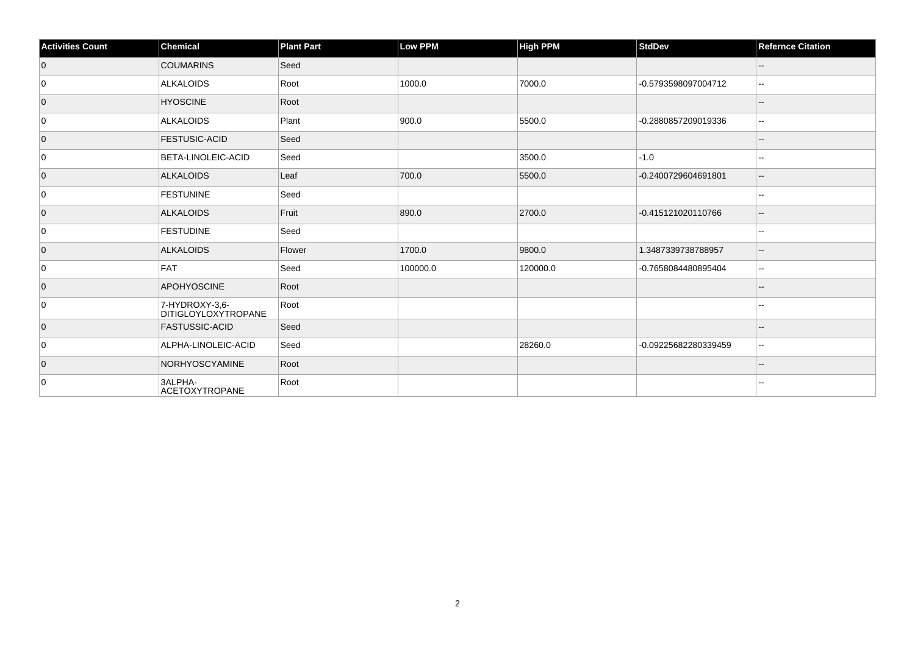| Activities Count | Chemical | Plant Part | Low PPM | High PPM | StdDev | Refernce Citation |
|---|---|---|---|---|---|---|
| 0 | COUMARINS | Seed | | | | -- |
| 0 | ALKALOIDS | Root | 1000.0 | 7000.0 | -0.5793598097004712 | -- |
| 0 | HYOSCINE | Root | | | | -- |
| 0 | ALKALOIDS | Plant | 900.0 | 5500.0 | -0.2880857209019336 | -- |
| 0 | FESTUSIC-ACID | Seed | | | | -- |
| 0 | BETA-LINOLEIC-ACID | Seed | | 3500.0 | -1.0 | -- |
| 0 | ALKALOIDS | Leaf | 700.0 | 5500.0 | -0.2400729604691801 | -- |
| 0 | FESTUNINE | Seed | | | | -- |
| 0 | ALKALOIDS | Fruit | 890.0 | 2700.0 | -0.415121020110766 | -- |
| 0 | FESTUDINE | Seed | | | | -- |
| 0 | ALKALOIDS | Flower | 1700.0 | 9800.0 | 1.3487339738788957 | -- |
| 0 | FAT | Seed | 100000.0 | 120000.0 | -0.7658084480895404 | -- |
| 0 | APOHYOSCINE | Root | | | | -- |
| 0 | 7-HYDROXY-3,6-DITIGLOYLOXYTROPANE | Root | | | | -- |
| 0 | FASTUSSIC-ACID | Seed | | | | -- |
| 0 | ALPHA-LINOLEIC-ACID | Seed | | 28260.0 | -0.09225682280339459 | -- |
| 0 | NORHYOSCYAMINE | Root | | | | -- |
| 0 | 3ALPHA-ACETOXYTROPANE | Root | | | | -- |